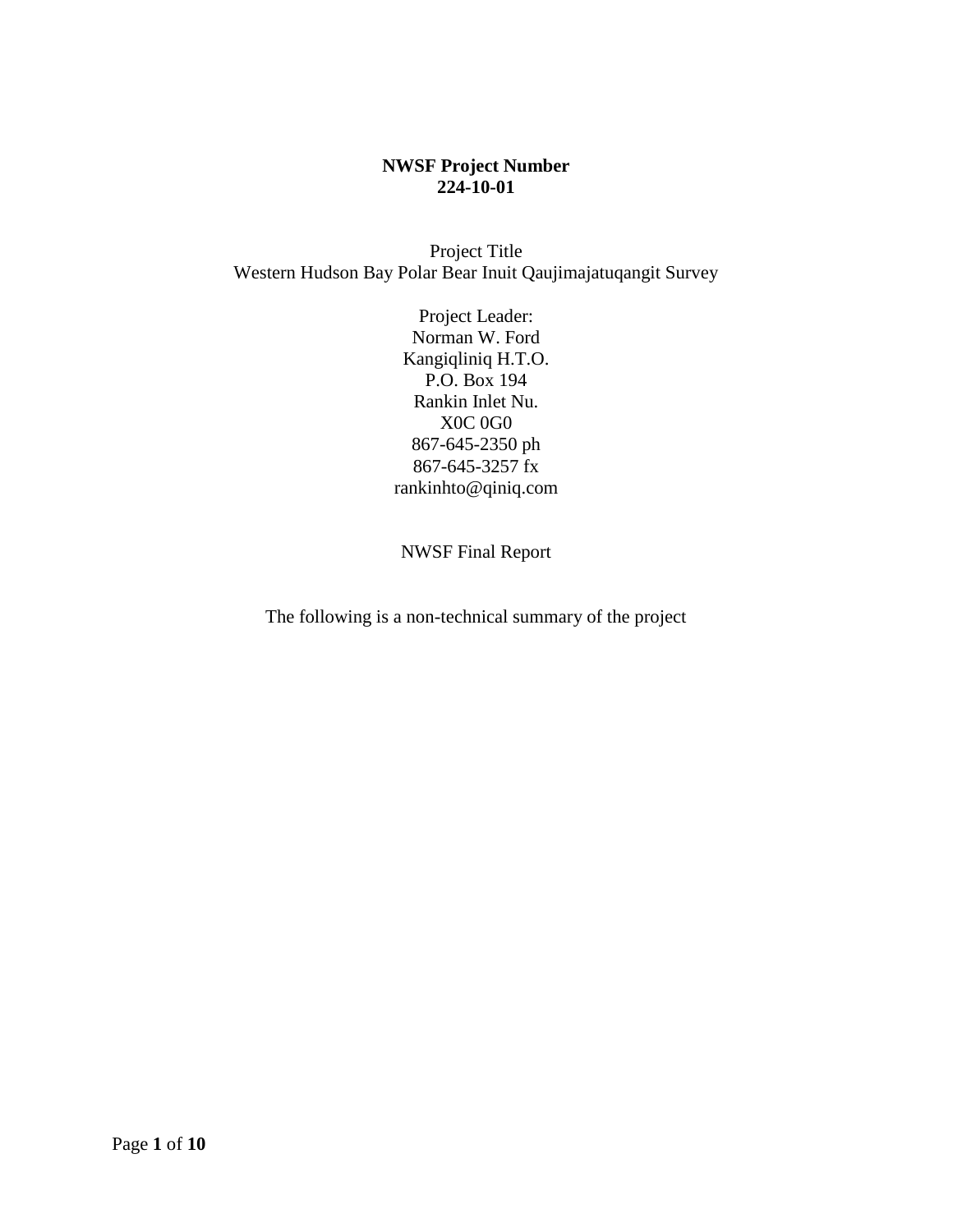**NWSF Project Number**
**224-10-01**

Project Title
Western Hudson Bay Polar Bear Inuit Qaujimajatuqangit Survey

Project Leader:
Norman W. Ford
Kangiqliniq H.T.O.
P.O. Box 194
Rankin Inlet Nu.
X0C 0G0
867-645-2350 ph
867-645-3257 fx
rankinhto@qiniq.com

NWSF Final Report

The following is a non-technical summary of the project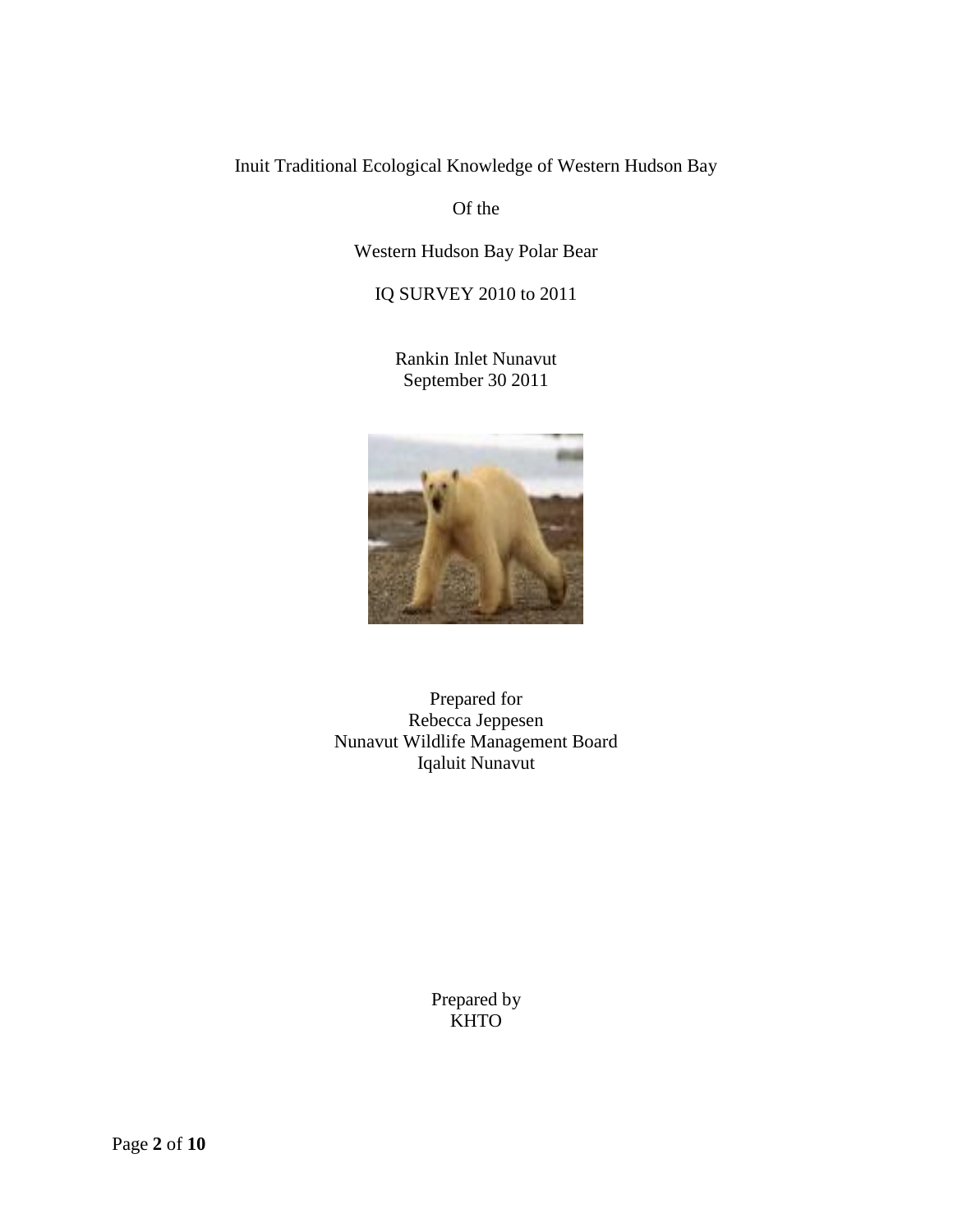Inuit Traditional Ecological Knowledge of Western Hudson Bay

Of the

Western Hudson Bay Polar Bear

IQ SURVEY 2010 to 2011

Rankin Inlet Nunavut
September 30 2011

Prepared for
Rebecca Jeppesen
Nunavut Wildlife Management Board
Iqaluit Nunavut

Prepared by
KHTO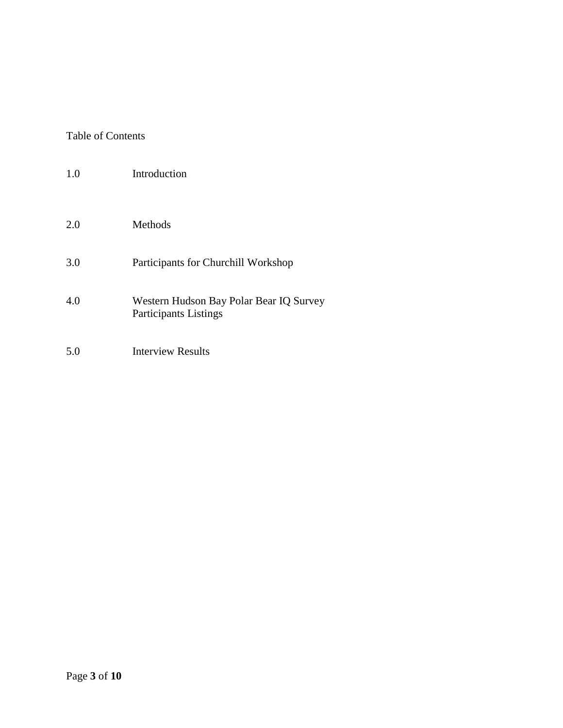Table of Contents

| | |
|---|---|
| 1.0 | Introduction |
| 2.0 | Methods |
| 3.0 | Participants for Churchill Workshop |
| 4.0 | Western Hudson Bay Polar Bear IQ Survey Participants Listings |
| 5.0 | Interview Results |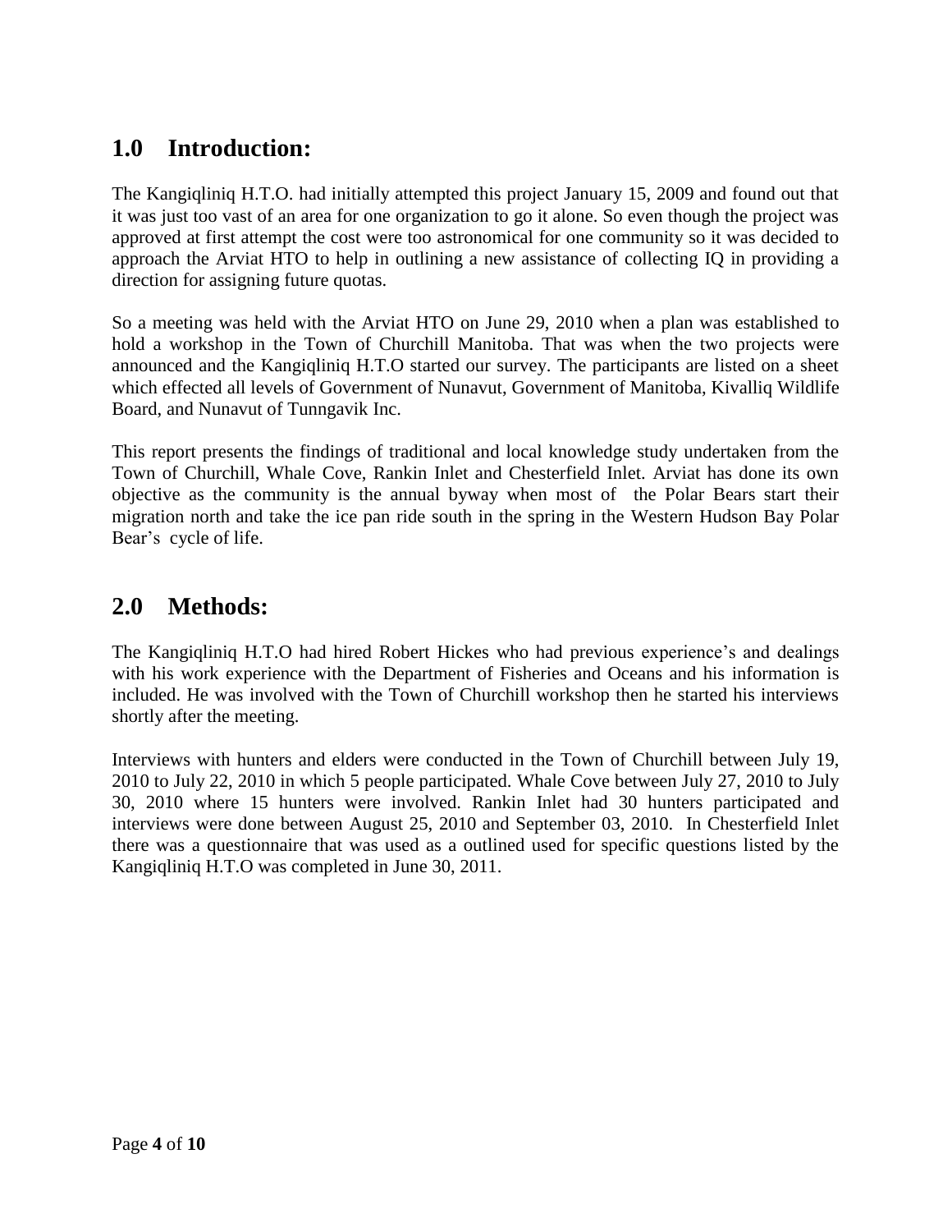## 1.0 Introduction:

The Kangiqliniq H.T.O. had initially attempted this project January 15, 2009 and found out that it was just too vast of an area for one organization to go it alone. So even though the project was approved at first attempt the cost were too astronomical for one community so it was decided to approach the Arviat HTO to help in outlining a new assistance of collecting IQ in providing a direction for assigning future quotas.

So a meeting was held with the Arviat HTO on June 29, 2010 when a plan was established to hold a workshop in the Town of Churchill Manitoba. That was when the two projects were announced and the Kangiqliniq H.T.O started our survey. The participants are listed on a sheet which effected all levels of Government of Nunavut, Government of Manitoba, Kivalliq Wildlife Board, and Nunavut of Tunngavik Inc.

This report presents the findings of traditional and local knowledge study undertaken from the Town of Churchill, Whale Cove, Rankin Inlet and Chesterfield Inlet. Arviat has done its own objective as the community is the annual byway when most of the Polar Bears start their migration north and take the ice pan ride south in the spring in the Western Hudson Bay Polar Bear's cycle of life.

## 2.0 Methods:

The Kangiqliniq H.T.O had hired Robert Hickes who had previous experience's and dealings with his work experience with the Department of Fisheries and Oceans and his information is included. He was involved with the Town of Churchill workshop then he started his interviews shortly after the meeting.

Interviews with hunters and elders were conducted in the Town of Churchill between July 19, 2010 to July 22, 2010 in which 5 people participated. Whale Cove between July 27, 2010 to July 30, 2010 where 15 hunters were involved. Rankin Inlet had 30 hunters participated and interviews were done between August 25, 2010 and September 03, 2010. In Chesterfield Inlet there was a questionnaire that was used as a outlined used for specific questions listed by the Kangiqliniq H.T.O was completed in June 30, 2011.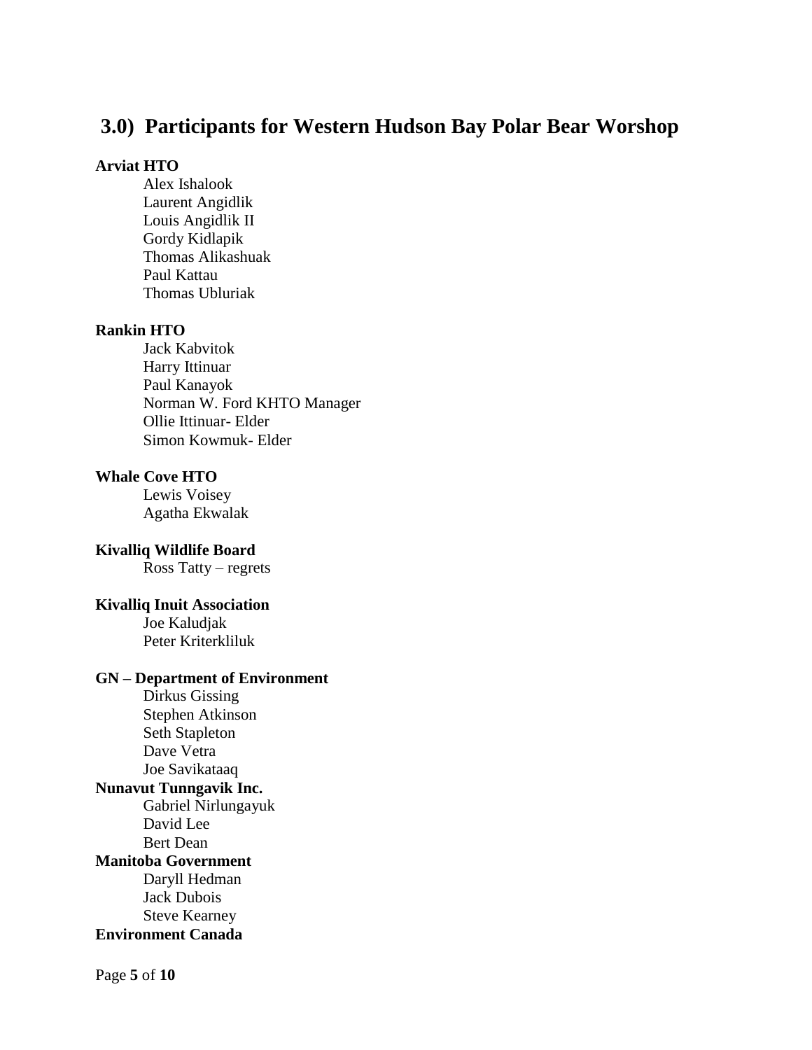## 3.0) Participants for Western Hudson Bay Polar Bear Worshop

**Arviat HTO**

Alex Ishalook
Laurent Angidlik
Louis Angidlik II
Gordy Kidlapik
Thomas Alikashuak
Paul Kattau
Thomas Ubluriak

**Rankin HTO**

Jack Kabvitok
Harry Ittinuar
Paul Kanayok
Norman W. Ford KHTO Manager
Ollie Ittinuar- Elder
Simon Kowmuk- Elder

**Whale Cove HTO**

Lewis Voisey
Agatha Ekwalak

**Kivalliq Wildlife Board**

Ross Tatty – regrets

**Kivalliq Inuit Association**

Joe Kaludjak
Peter Kriterkliluk

**GN – Department of Environment**

Dirkus Gissing
Stephen Atkinson
Seth Stapleton
Dave Vetra
Joe Savikataaq

**Nunavut Tunngavik Inc.**

Gabriel Nirlungayuk
David Lee
Bert Dean

**Manitoba Government**

Daryll Hedman
Jack Dubois
Steve Kearney

**Environment Canada**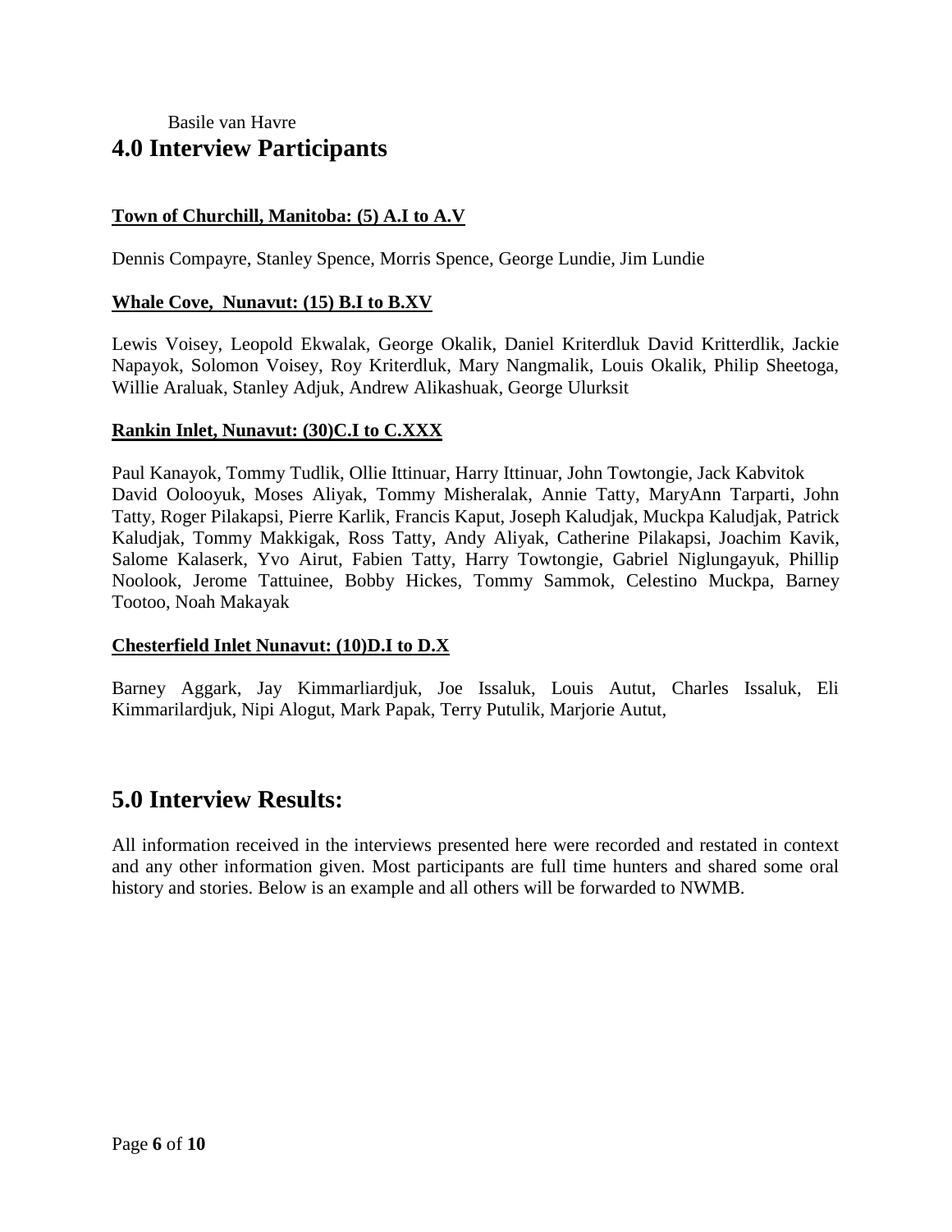Basile van Havre

## 4.0 Interview Participants

**Town of Churchill, Manitoba: (5) A.I to A.V**

Dennis Compayre, Stanley Spence, Morris Spence, George Lundie, Jim Lundie

**Whale Cove, Nunavut: (15) B.I to B.XV**

Lewis Voisey, Leopold Ekwalak, George Okalik, Daniel Kriterdluk David Kritterdlik, Jackie Napayok, Solomon Voisey, Roy Kriterdluk, Mary Nangmalik, Louis Okalik, Philip Sheetoga, Willie Araluak, Stanley Adjuk, Andrew Alikashuak, George Ulurksit

**Rankin Inlet, Nunavut: (30)C.I to C.XXX**

Paul Kanayok, Tommy Tudlik, Ollie Ittinuar, Harry Ittinuar, John Towtongie, Jack Kabvitok David Oolooyuk, Moses Aliyak, Tommy Misheralak, Annie Tatty, MaryAnn Tarparti, John Tatty, Roger Pilakapsi, Pierre Karlik, Francis Kaput, Joseph Kaludjak, Muckpa Kaludjak, Patrick Kaludjak, Tommy Makkigak, Ross Tatty, Andy Aliyak, Catherine Pilakapsi, Joachim Kavik, Salome Kalaserk, Yvo Airut, Fabien Tatty, Harry Towtongie, Gabriel Niglungayuk, Phillip Noolook, Jerome Tattuinee, Bobby Hickes, Tommy Sammok, Celestino Muckpa, Barney Tootoo, Noah Makayak

**Chesterfield Inlet Nunavut: (10)D.I to D.X**

Barney Aggark, Jay Kimmarliardjuk, Joe Issaluk, Louis Autut, Charles Issaluk, Eli Kimmarilardjuk, Nipi Alogut, Mark Papak, Terry Putulik, Marjorie Autut,

## 5.0 Interview Results:

All information received in the interviews presented here were recorded and restated in context and any other information given. Most participants are full time hunters and shared some oral history and stories. Below is an example and all others will be forwarded to NWMB.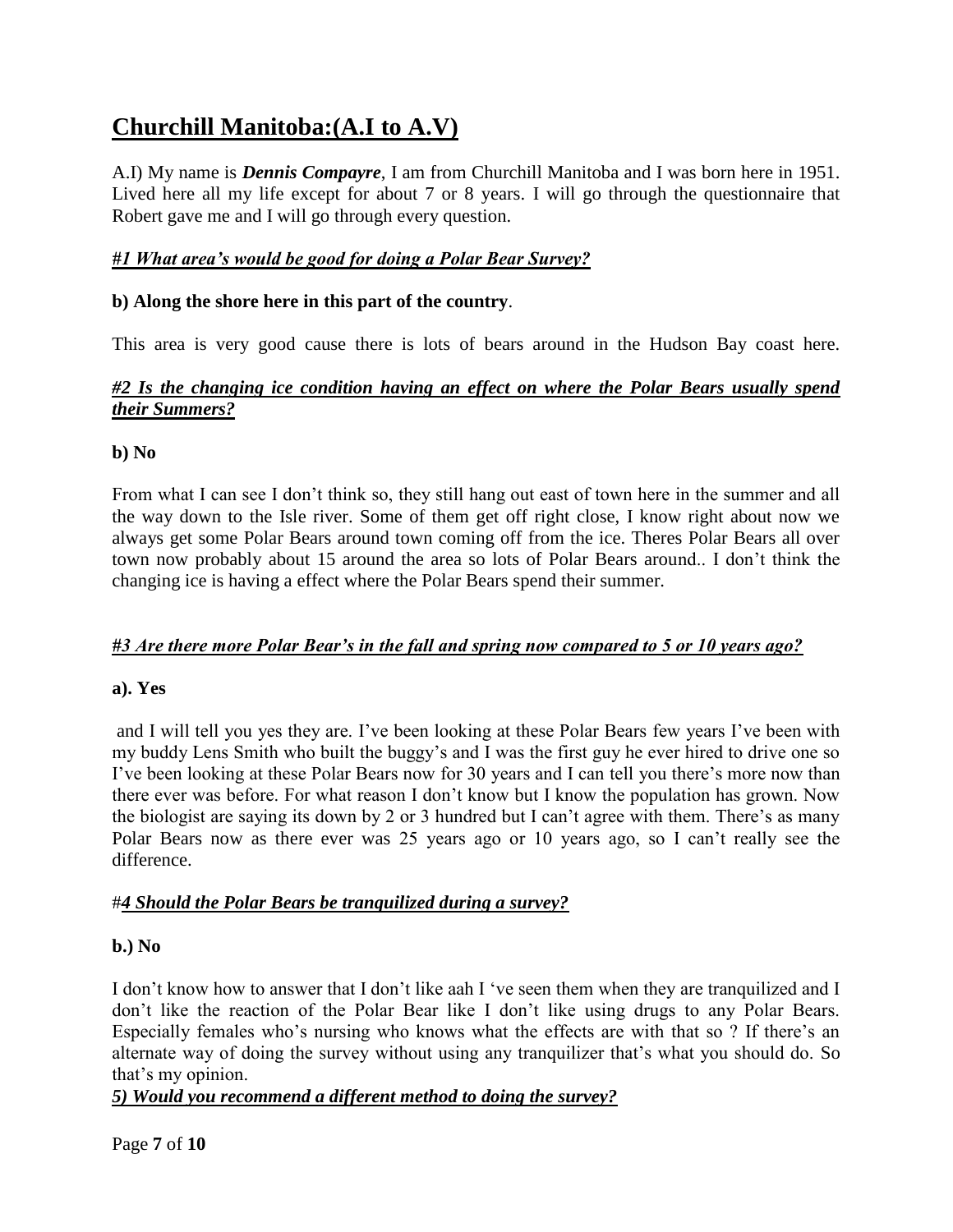# Churchill Manitoba:(A.I to A.V)

A.I) My name is ***Dennis Compayre***, I am from Churchill Manitoba and I was born here in 1951. Lived here all my life except for about 7 or 8 years. I will go through the questionnaire that Robert gave me and I will go through every question.

***#1 What area's would be good for doing a Polar Bear Survey?***

**b) Along the shore here in this part of the country**.

This area is very good cause there is lots of bears around in the Hudson Bay coast here.

***#2 Is the changing ice condition having an effect on where the Polar Bears usually spend their Summers?***

**b) No**

From what I can see I don't think so, they still hang out east of town here in the summer and all the way down to the Isle river. Some of them get off right close, I know right about now we always get some Polar Bears around town coming off from the ice. Theres Polar Bears all over town now probably about 15 around the area so lots of Polar Bears around.. I don't think the changing ice is having a effect where the Polar Bears spend their summer.

***#3 Are there more Polar Bear's in the fall and spring now compared to 5 or 10 years ago?***

**a). Yes**

and I will tell you yes they are. I've been looking at these Polar Bears few years I've been with my buddy Lens Smith who built the buggy's and I was the first guy he ever hired to drive one so I've been looking at these Polar Bears now for 30 years and I can tell you there's more now than there ever was before. For what reason I don't know but I know the population has grown. Now the biologist are saying its down by 2 or 3 hundred but I can't agree with them. There's as many Polar Bears now as there ever was 25 years ago or 10 years ago, so I can't really see the difference.

#***4 Should the Polar Bears be tranquilized during a survey?***

**b.) No**

I don't know how to answer that I don't like aah I 've seen them when they are tranquilized and I don't like the reaction of the Polar Bear like I don't like using drugs to any Polar Bears. Especially females who's nursing who knows what the effects are with that so ? If there's an alternate way of doing the survey without using any tranquilizer that's what you should do. So that's my opinion.

***5) Would you recommend a different method to doing the survey?***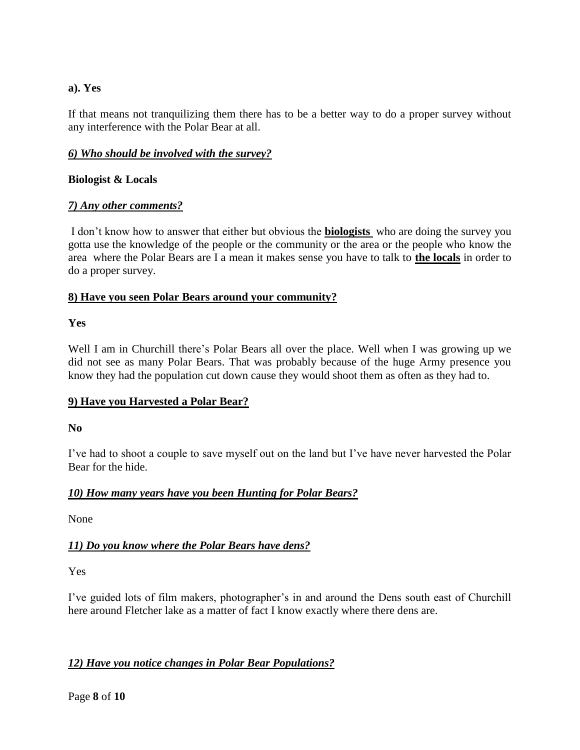**a). Yes**

If that means not tranquilizing them there has to be a better way to do a proper survey without any interference with the Polar Bear at all.

***6) Who should be involved with the survey?***

**Biologist & Locals**

***7) Any other comments?***

I don't know how to answer that either but obvious the **biologists** who are doing the survey you gotta use the knowledge of the people or the community or the area or the people who know the area where the Polar Bears are I a mean it makes sense you have to talk to **the locals** in order to do a proper survey.

**8) Have you seen Polar Bears around your community?**

**Yes**

Well I am in Churchill there's Polar Bears all over the place. Well when I was growing up we did not see as many Polar Bears. That was probably because of the huge Army presence you know they had the population cut down cause they would shoot them as often as they had to.

**9) Have you Harvested a Polar Bear?**

**No**

I've had to shoot a couple to save myself out on the land but I've have never harvested the Polar Bear for the hide.

***10) How many years have you been Hunting for Polar Bears?***

None

***11) Do you know where the Polar Bears have dens?***

Yes

I've guided lots of film makers, photographer's in and around the Dens south east of Churchill here around Fletcher lake as a matter of fact I know exactly where there dens are.

***12) Have you notice changes in Polar Bear Populations?***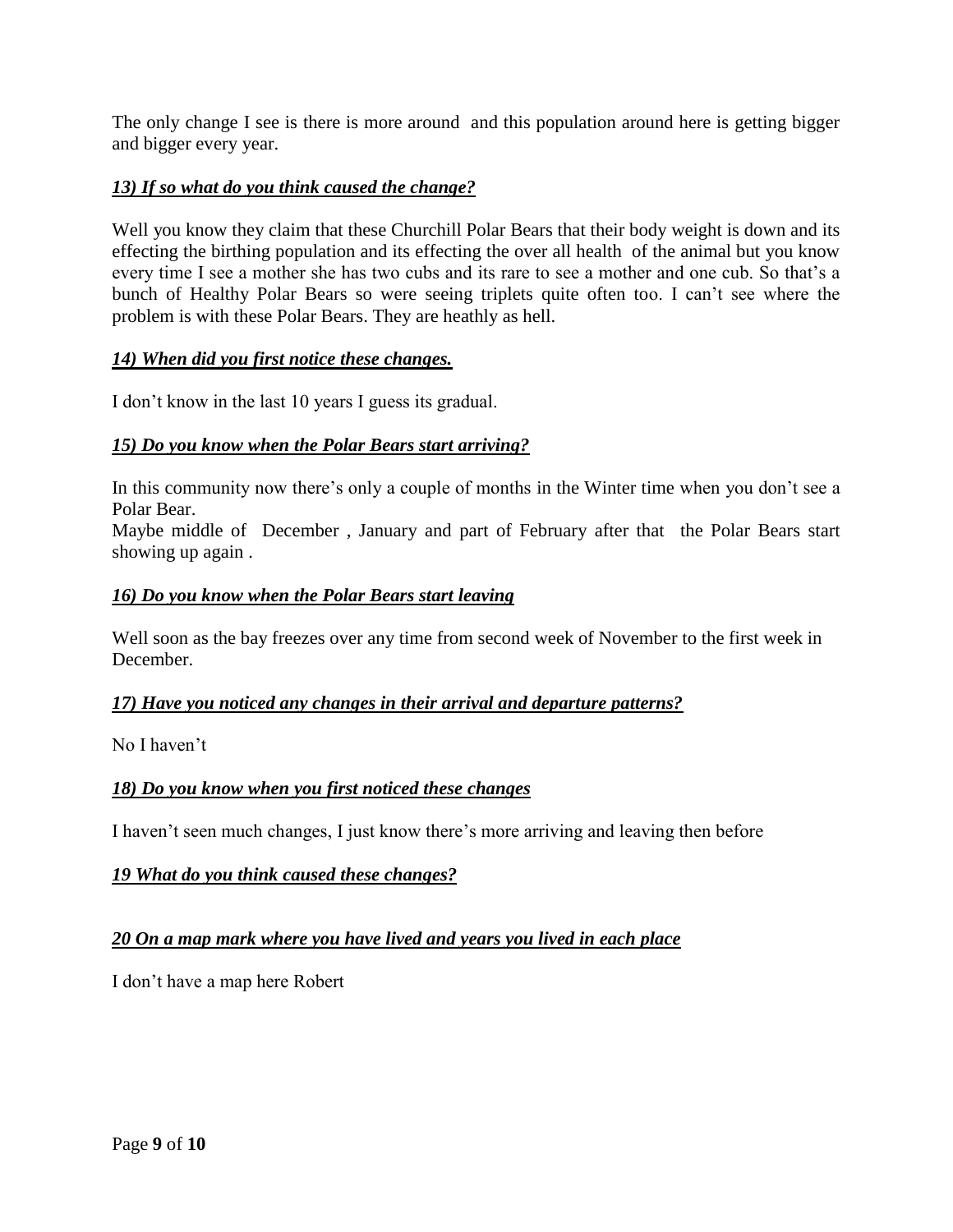The only change I see is there is more around  and this population around here is getting bigger and bigger every year.

***<u>13) If so what do you think caused the change?</u>***

Well you know they claim that these Churchill Polar Bears that their body weight is down and its effecting the birthing population and its effecting the over all health  of the animal but you know every time I see a mother she has two cubs and its rare to see a mother and one cub. So that's a bunch of Healthy Polar Bears so were seeing triplets quite often too. I can't see where the problem is with these Polar Bears. They are heathly as hell.

***<u>14) When did you first notice these changes.</u>***

I don't know in the last 10 years I guess its gradual.

***<u>15) Do you know when the Polar Bears start arriving?</u>***

In this community now there's only a couple of months in the Winter time when you don't see a Polar Bear.
Maybe middle of  December , January and part of February after that  the Polar Bears start showing up again .

***<u>16) Do you know when the Polar Bears start leaving</u>***

Well soon as the bay freezes over any time from second week of November to the first week in December.

***<u>17) Have you noticed any changes in their arrival and departure patterns?</u>***

No I haven't

***<u>18) Do you know when you first noticed these changes</u>***

I haven't seen much changes, I just know there's more arriving and leaving then before

***<u>19 What do you think caused these changes?</u>***

***<u>20 On a map mark where you have lived and years you lived in each place</u>***

I don't have a map here Robert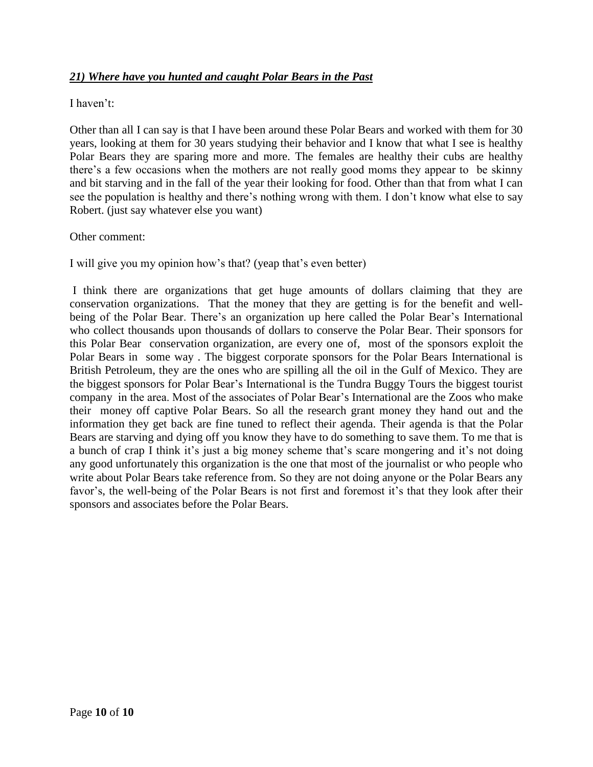***21) Where have you hunted and caught Polar Bears in the Past***

I haven't:

Other than all I can say is that I have been around these Polar Bears and worked with them for 30 years, looking at them for 30 years studying their behavior and I know that what I see is healthy Polar Bears they are sparing more and more. The females are healthy their cubs are healthy there's a few occasions when the mothers are not really good moms they appear to be skinny and bit starving and in the fall of the year their looking for food. Other than that from what I can see the population is healthy and there's nothing wrong with them. I don't know what else to say Robert. (just say whatever else you want)

Other comment:

I will give you my opinion how's that? (yeap that's even better)

I think there are organizations that get huge amounts of dollars claiming that they are conservation organizations. That the money that they are getting is for the benefit and well-being of the Polar Bear. There's an organization up here called the Polar Bear's International who collect thousands upon thousands of dollars to conserve the Polar Bear. Their sponsors for this Polar Bear conservation organization, are every one of, most of the sponsors exploit the Polar Bears in some way . The biggest corporate sponsors for the Polar Bears International is British Petroleum, they are the ones who are spilling all the oil in the Gulf of Mexico. They are the biggest sponsors for Polar Bear's International is the Tundra Buggy Tours the biggest tourist company in the area. Most of the associates of Polar Bear's International are the Zoos who make their money off captive Polar Bears. So all the research grant money they hand out and the information they get back are fine tuned to reflect their agenda. Their agenda is that the Polar Bears are starving and dying off you know they have to do something to save them. To me that is a bunch of crap I think it's just a big money scheme that's scare mongering and it's not doing any good unfortunately this organization is the one that most of the journalist or who people who write about Polar Bears take reference from. So they are not doing anyone or the Polar Bears any favor's, the well-being of the Polar Bears is not first and foremost it's that they look after their sponsors and associates before the Polar Bears.